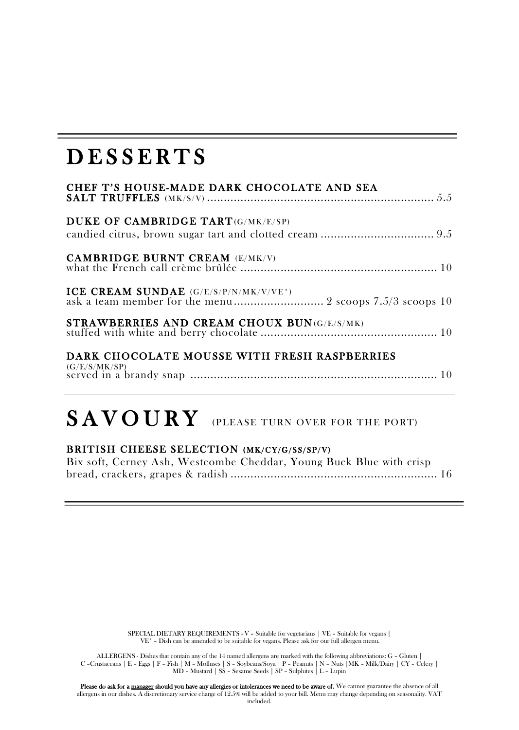# DESSERTS

**CHEF T'S HOUSE-MADE DARK CHOCOLATE AND SEA SALT TRUFFLES** (MK/S/V) .................................................................. 5.5

**DUKE OF CAMBRIDGE TART**(G/MK/E/SP)
candied citrus, brown sugar tart and clotted cream .................................. 9.5

**CAMBRIDGE BURNT CREAM** (E/MK/V)
what the French call crème brûlée ........................................................... 10

**ICE CREAM SUNDAE** (G/E/S/P/N/MK/V/VE*)
ask a team member for the menu........................... 2 scoops 7.5/3 scoops 10

**STRAWBERRIES AND CREAM CHOUX BUN**(G/E/S/MK)
stuffed with white and berry chocolate ..................................................... 10

**DARK CHOCOLATE MOUSSE WITH FRESH RASPBERRIES** (G/E/S/MK/SP)
served in a brandy snap .......................................................................... 10

# SAVOURY (PLEASE TURN OVER FOR THE PORT)

**BRITISH CHEESE SELECTION (MK/CY/G/SS/SP/V)**
Bix soft, Cerney Ash, Westcombe Cheddar, Young Buck Blue with crisp bread, crackers, grapes & radish .............................................................. 16

SPECIAL DIETARY REQUIREMENTS - V – Suitable for vegetarians | VE – Suitable for vegans | VE* – Dish can be amended to be suitable for vegans. Please ask for our full allergen menu.

ALLERGENS - Dishes that contain any of the 14 named allergens are marked with the following abbreviations: G – Gluten | C –Crustaceans | E – Eggs | F – Fish | M – Molluscs | S – Soybeans/Soya | P – Peanuts | N – Nuts |MK – Milk/Dairy | CY – Celery | MD – Mustard | SS – Sesame Seeds | SP – Sulphites | L – Lupin

**Please do ask for a manager should you have any allergies or intolerances we need to be aware of.** We cannot guarantee the absence of all allergens in our dishes. A discretionary service charge of 12.5% will be added to your bill. Menu may change depending on seasonality. VAT included.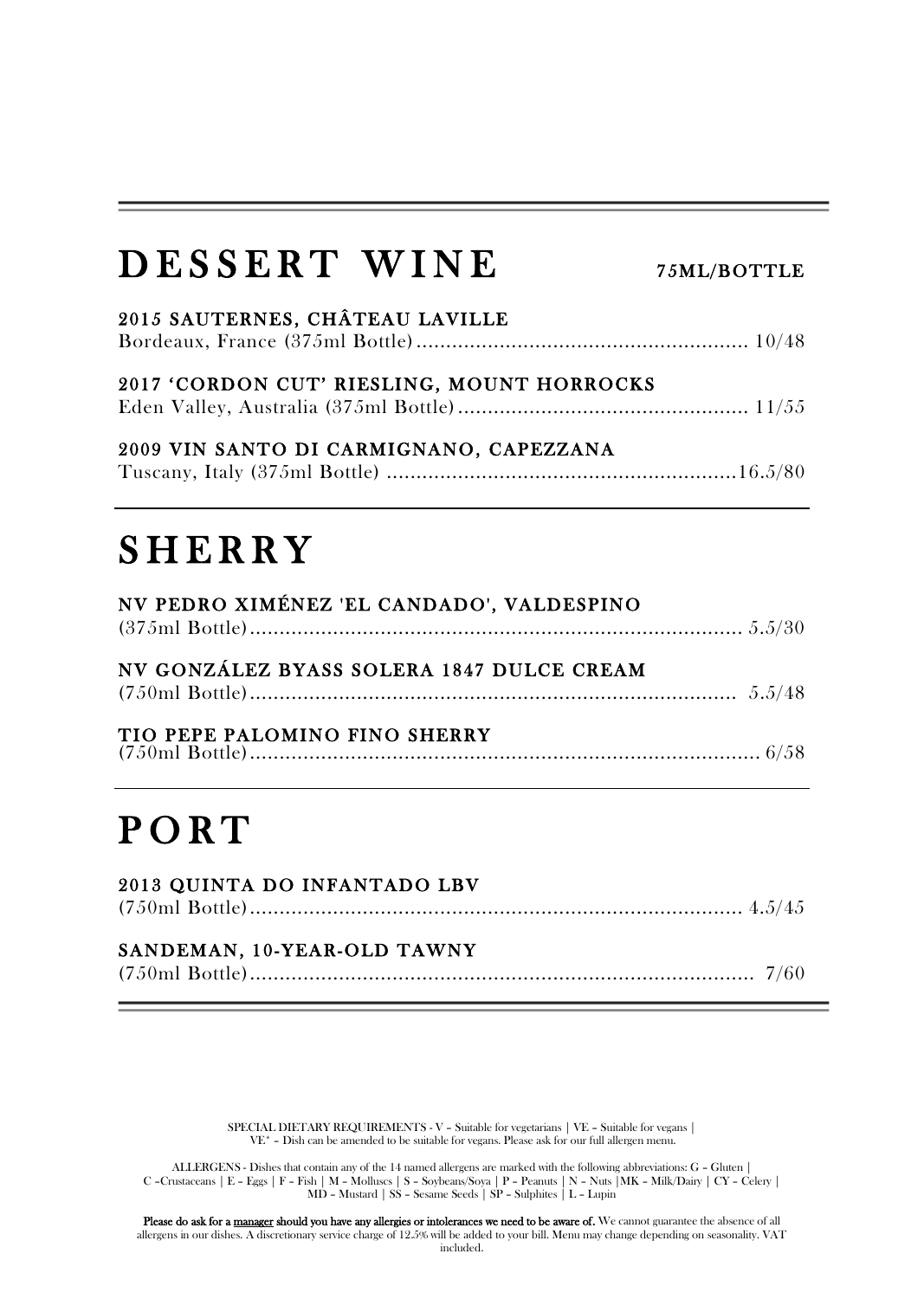# DESSERT WINE

75ML/BOTTLE

**2015 SAUTERNES, CHÂTEAU LAVILLE**
Bordeaux, France (375ml Bottle)........................................................ 10/48

**2017 'CORDON CUT' RIESLING, MOUNT HORROCKS**
Eden Valley, Australia (375ml Bottle)................................................ 11/55

**2009 VIN SANTO DI CARMIGNANO, CAPEZZANA**
Tuscany, Italy (375ml Bottle) ...........................................................16.5/80

# SHERRY

**NV PEDRO XIMÉNEZ 'EL CANDADO', VALDESPINO**
(375ml Bottle)................................................................................... 5.5/30

**NV GONZÁLEZ BYASS SOLERA 1847 DULCE CREAM**
(750ml Bottle)...................................................................................  5.5/48

**TIO PEPE PALOMINO FINO SHERRY**
(750ml Bottle)...................................................................................... 6/58

# PORT

**2013 QUINTA DO INFANTADO LBV**
(750ml Bottle)................................................................................... 4.5/45

**SANDEMAN, 10-YEAR-OLD TAWNY**
(750ml Bottle)......................................................................................  7/60

SPECIAL DIETARY REQUIREMENTS - V – Suitable for vegetarians | VE – Suitable for vegans | VE* – Dish can be amended to be suitable for vegans. Please ask for our full allergen menu.

ALLERGENS - Dishes that contain any of the 14 named allergens are marked with the following abbreviations: G – Gluten | C –Crustaceans | E – Eggs | F – Fish | M – Molluscs | S – Soybeans/Soya | P – Peanuts | N – Nuts |MK – Milk/Dairy | CY – Celery | MD – Mustard | SS – Sesame Seeds | SP – Sulphites | L – Lupin

**Please do ask for a manager should you have any allergies or intolerances we need to be aware of.** We cannot guarantee the absence of all allergens in our dishes. A discretionary service charge of 12.5% will be added to your bill. Menu may change depending on seasonality. VAT included.